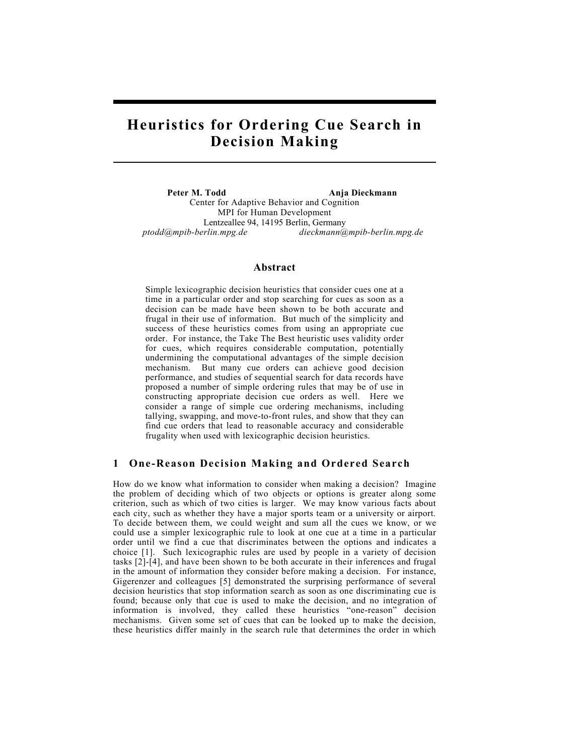# Heuristics for Ordering Cue Search in Decision Making

**Peter M. Todd** **Anja Dieckmann**
Center for Adaptive Behavior and Cognition
MPI for Human Development
Lentzeallee 94, 14195 Berlin, Germany
*ptodd@mpib-berlin.mpg.de* *dieckmann@mpib-berlin.mpg.de*

### Abstract

Simple lexicographic decision heuristics that consider cues one at a time in a particular order and stop searching for cues as soon as a decision can be made have been shown to be both accurate and frugal in their use of information. But much of the simplicity and success of these heuristics comes from using an appropriate cue order. For instance, the Take The Best heuristic uses validity order for cues, which requires considerable computation, potentially undermining the computational advantages of the simple decision mechanism. But many cue orders can achieve good decision performance, and studies of sequential search for data records have proposed a number of simple ordering rules that may be of use in constructing appropriate decision cue orders as well. Here we consider a range of simple cue ordering mechanisms, including tallying, swapping, and move-to-front rules, and show that they can find cue orders that lead to reasonable accuracy and considerable frugality when used with lexicographic decision heuristics.

## 1 One-Reason Decision Making and Ordered Search

How do we know what information to consider when making a decision? Imagine the problem of deciding which of two objects or options is greater along some criterion, such as which of two cities is larger. We may know various facts about each city, such as whether they have a major sports team or a university or airport. To decide between them, we could weight and sum all the cues we know, or we could use a simpler lexicographic rule to look at one cue at a time in a particular order until we find a cue that discriminates between the options and indicates a choice [1]. Such lexicographic rules are used by people in a variety of decision tasks [2]-[4], and have been shown to be both accurate in their inferences and frugal in the amount of information they consider before making a decision. For instance, Gigerenzer and colleagues [5] demonstrated the surprising performance of several decision heuristics that stop information search as soon as one discriminating cue is found; because only that cue is used to make the decision, and no integration of information is involved, they called these heuristics "one-reason" decision mechanisms. Given some set of cues that can be looked up to make the decision, these heuristics differ mainly in the search rule that determines the order in which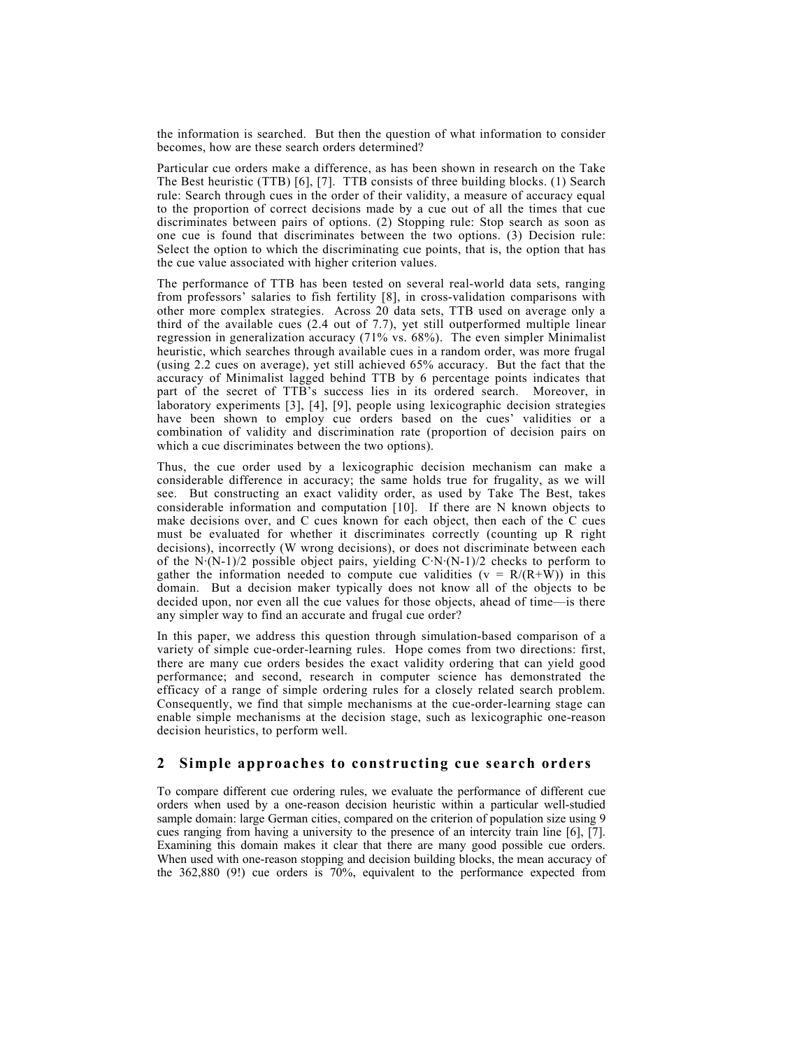the information is searched. But then the question of what information to consider becomes, how are these search orders determined?

Particular cue orders make a difference, as has been shown in research on the Take The Best heuristic (TTB) [6], [7]. TTB consists of three building blocks. (1) Search rule: Search through cues in the order of their validity, a measure of accuracy equal to the proportion of correct decisions made by a cue out of all the times that cue discriminates between pairs of options. (2) Stopping rule: Stop search as soon as one cue is found that discriminates between the two options. (3) Decision rule: Select the option to which the discriminating cue points, that is, the option that has the cue value associated with higher criterion values.

The performance of TTB has been tested on several real-world data sets, ranging from professors' salaries to fish fertility [8], in cross-validation comparisons with other more complex strategies. Across 20 data sets, TTB used on average only a third of the available cues (2.4 out of 7.7), yet still outperformed multiple linear regression in generalization accuracy (71% vs. 68%). The even simpler Minimalist heuristic, which searches through available cues in a random order, was more frugal (using 2.2 cues on average), yet still achieved 65% accuracy. But the fact that the accuracy of Minimalist lagged behind TTB by 6 percentage points indicates that part of the secret of TTB's success lies in its ordered search. Moreover, in laboratory experiments [3], [4], [9], people using lexicographic decision strategies have been shown to employ cue orders based on the cues' validities or a combination of validity and discrimination rate (proportion of decision pairs on which a cue discriminates between the two options).

Thus, the cue order used by a lexicographic decision mechanism can make a considerable difference in accuracy; the same holds true for frugality, as we will see. But constructing an exact validity order, as used by Take The Best, takes considerable information and computation [10]. If there are N known objects to make decisions over, and C cues known for each object, then each of the C cues must be evaluated for whether it discriminates correctly (counting up R right decisions), incorrectly (W wrong decisions), or does not discriminate between each of the $N \cdot (N-1)/2$ possible object pairs, yielding $C \cdot N \cdot (N-1)/2$ checks to perform to gather the information needed to compute cue validities ($v = R/(R+W)$) in this domain. But a decision maker typically does not know all of the objects to be decided upon, nor even all the cue values for those objects, ahead of time—is there any simpler way to find an accurate and frugal cue order?

In this paper, we address this question through simulation-based comparison of a variety of simple cue-order-learning rules. Hope comes from two directions: first, there are many cue orders besides the exact validity ordering that can yield good performance; and second, research in computer science has demonstrated the efficacy of a range of simple ordering rules for a closely related search problem. Consequently, we find that simple mechanisms at the cue-order-learning stage can enable simple mechanisms at the decision stage, such as lexicographic one-reason decision heuristics, to perform well.

## 2 Simple approaches to constructing cue search orders

To compare different cue ordering rules, we evaluate the performance of different cue orders when used by a one-reason decision heuristic within a particular well-studied sample domain: large German cities, compared on the criterion of population size using 9 cues ranging from having a university to the presence of an intercity train line [6], [7]. Examining this domain makes it clear that there are many good possible cue orders. When used with one-reason stopping and decision building blocks, the mean accuracy of the 362,880 (9!) cue orders is 70%, equivalent to the performance expected from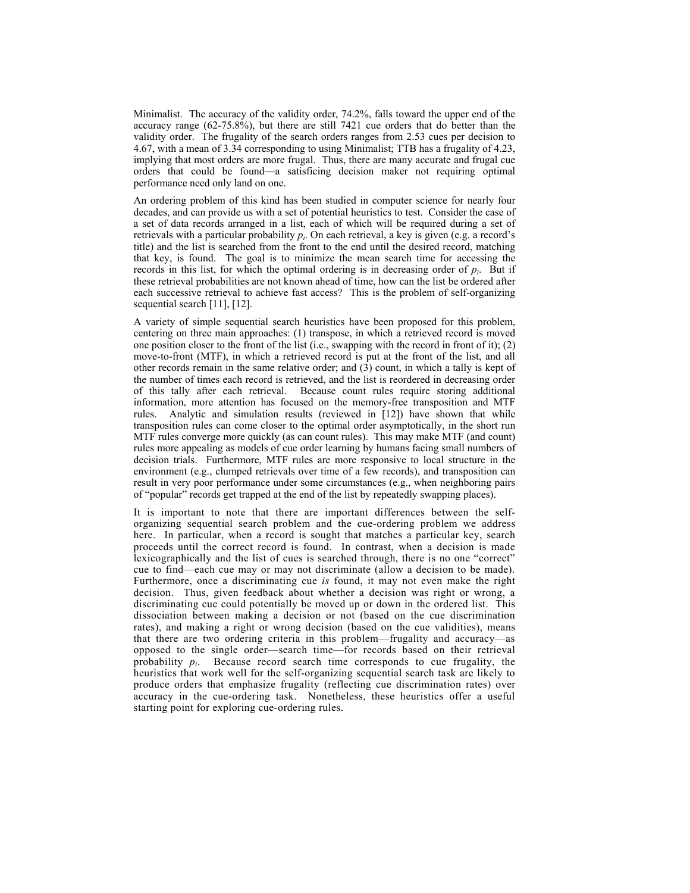Minimalist. The accuracy of the validity order, 74.2%, falls toward the upper end of the accuracy range (62-75.8%), but there are still 7421 cue orders that do better than the validity order. The frugality of the search orders ranges from 2.53 cues per decision to 4.67, with a mean of 3.34 corresponding to using Minimalist; TTB has a frugality of 4.23, implying that most orders are more frugal. Thus, there are many accurate and frugal cue orders that could be found—a satisficing decision maker not requiring optimal performance need only land on one.

An ordering problem of this kind has been studied in computer science for nearly four decades, and can provide us with a set of potential heuristics to test. Consider the case of a set of data records arranged in a list, each of which will be required during a set of retrievals with a particular probability $p_i$. On each retrieval, a key is given (e.g. a record's title) and the list is searched from the front to the end until the desired record, matching that key, is found. The goal is to minimize the mean search time for accessing the records in this list, for which the optimal ordering is in decreasing order of $p_i$. But if these retrieval probabilities are not known ahead of time, how can the list be ordered after each successive retrieval to achieve fast access? This is the problem of self-organizing sequential search [11], [12].

A variety of simple sequential search heuristics have been proposed for this problem, centering on three main approaches: (1) transpose, in which a retrieved record is moved one position closer to the front of the list (i.e., swapping with the record in front of it); (2) move-to-front (MTF), in which a retrieved record is put at the front of the list, and all other records remain in the same relative order; and (3) count, in which a tally is kept of the number of times each record is retrieved, and the list is reordered in decreasing order of this tally after each retrieval. Because count rules require storing additional information, more attention has focused on the memory-free transposition and MTF rules. Analytic and simulation results (reviewed in [12]) have shown that while transposition rules can come closer to the optimal order asymptotically, in the short run MTF rules converge more quickly (as can count rules). This may make MTF (and count) rules more appealing as models of cue order learning by humans facing small numbers of decision trials. Furthermore, MTF rules are more responsive to local structure in the environment (e.g., clumped retrievals over time of a few records), and transposition can result in very poor performance under some circumstances (e.g., when neighboring pairs of "popular" records get trapped at the end of the list by repeatedly swapping places).

It is important to note that there are important differences between the self-organizing sequential search problem and the cue-ordering problem we address here. In particular, when a record is sought that matches a particular key, search proceeds until the correct record is found. In contrast, when a decision is made lexicographically and the list of cues is searched through, there is no one "correct" cue to find—each cue may or may not discriminate (allow a decision to be made). Furthermore, once a discriminating cue *is* found, it may not even make the right decision. Thus, given feedback about whether a decision was right or wrong, a discriminating cue could potentially be moved up or down in the ordered list. This dissociation between making a decision or not (based on the cue discrimination rates), and making a right or wrong decision (based on the cue validities), means that there are two ordering criteria in this problem—frugality and accuracy—as opposed to the single order—search time—for records based on their retrieval probability $p_i$. Because record search time corresponds to cue frugality, the heuristics that work well for the self-organizing sequential search task are likely to produce orders that emphasize frugality (reflecting cue discrimination rates) over accuracy in the cue-ordering task. Nonetheless, these heuristics offer a useful starting point for exploring cue-ordering rules.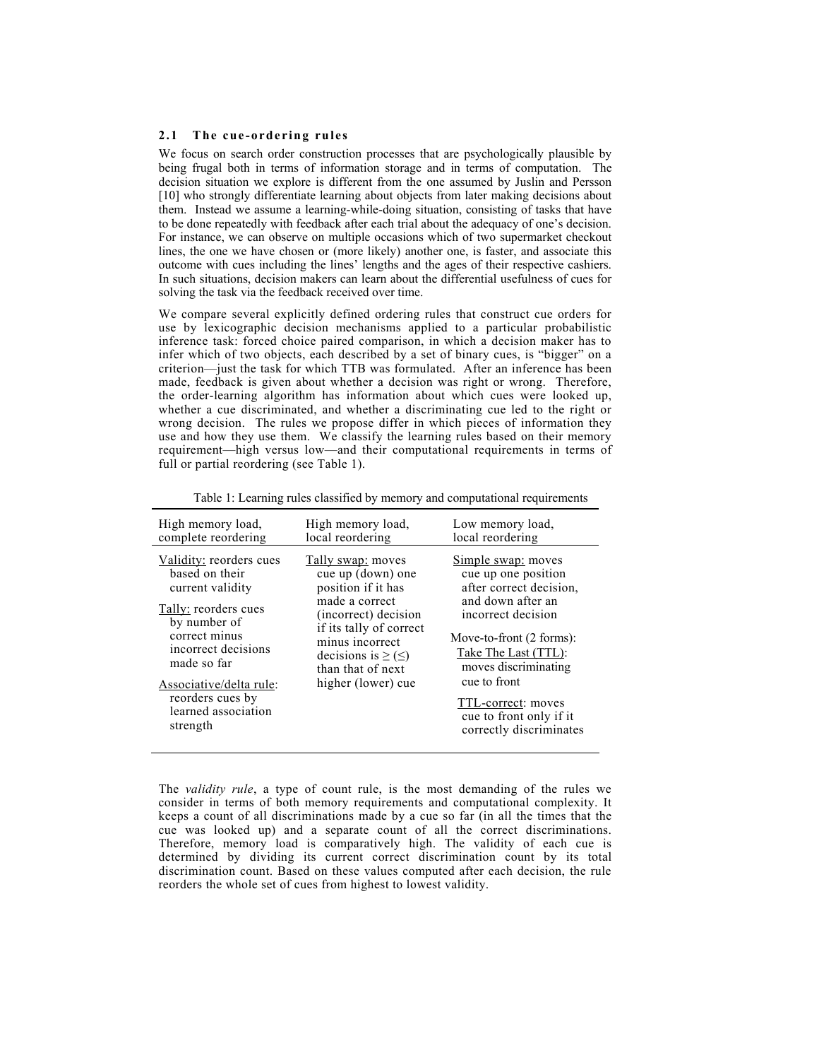### 2.1 The cue-ordering rules

We focus on search order construction processes that are psychologically plausible by being frugal both in terms of information storage and in terms of computation. The decision situation we explore is different from the one assumed by Juslin and Persson [10] who strongly differentiate learning about objects from later making decisions about them. Instead we assume a learning-while-doing situation, consisting of tasks that have to be done repeatedly with feedback after each trial about the adequacy of one's decision. For instance, we can observe on multiple occasions which of two supermarket checkout lines, the one we have chosen or (more likely) another one, is faster, and associate this outcome with cues including the lines' lengths and the ages of their respective cashiers. In such situations, decision makers can learn about the differential usefulness of cues for solving the task via the feedback received over time.

We compare several explicitly defined ordering rules that construct cue orders for use by lexicographic decision mechanisms applied to a particular probabilistic inference task: forced choice paired comparison, in which a decision maker has to infer which of two objects, each described by a set of binary cues, is "bigger" on a criterion—just the task for which TTB was formulated. After an inference has been made, feedback is given about whether a decision was right or wrong. Therefore, the order-learning algorithm has information about which cues were looked up, whether a cue discriminated, and whether a discriminating cue led to the right or wrong decision. The rules we propose differ in which pieces of information they use and how they use them. We classify the learning rules based on their memory requirement—high versus low—and their computational requirements in terms of full or partial reordering (see Table 1).

Table 1: Learning rules classified by memory and computational requirements

| High memory load, complete reordering | High memory load, local reordering | Low memory load, local reordering |
|---|---|---|
| Validity: reorders cues based on their current validity<br><br>Tally: reorders cues by number of correct minus incorrect decisions made so far<br><br>Associative/delta rule: reorders cues by learned association strength | Tally swap: moves cue up (down) one position if it has made a correct (incorrect) decision if its tally of correct minus incorrect decisions is ≥ (≤) than that of next higher (lower) cue | Simple swap: moves cue up one position after correct decision, and down after an incorrect decision<br><br>Move-to-front (2 forms):<br>Take The Last (TTL): moves discriminating cue to front<br><br>TTL-correct: moves cue to front only if it correctly discriminates |

The *validity rule*, a type of count rule, is the most demanding of the rules we consider in terms of both memory requirements and computational complexity. It keeps a count of all discriminations made by a cue so far (in all the times that the cue was looked up) and a separate count of all the correct discriminations. Therefore, memory load is comparatively high. The validity of each cue is determined by dividing its current correct discrimination count by its total discrimination count. Based on these values computed after each decision, the rule reorders the whole set of cues from highest to lowest validity.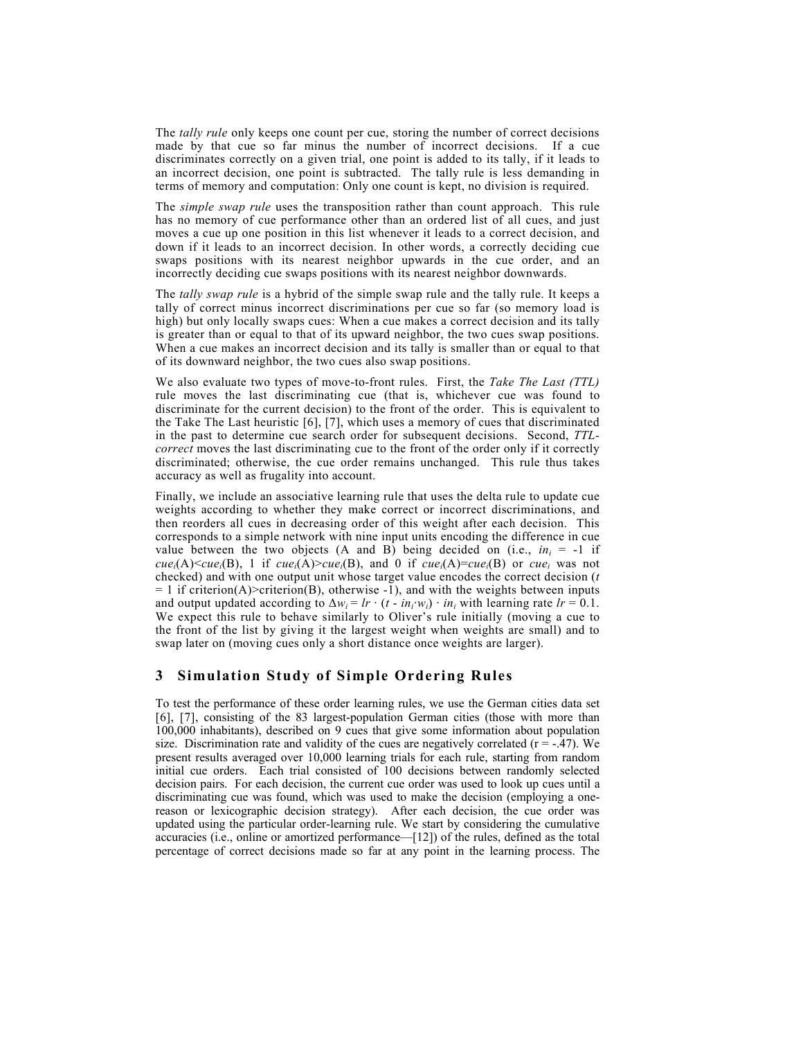The *tally rule* only keeps one count per cue, storing the number of correct decisions made by that cue so far minus the number of incorrect decisions. If a cue discriminates correctly on a given trial, one point is added to its tally, if it leads to an incorrect decision, one point is subtracted. The tally rule is less demanding in terms of memory and computation: Only one count is kept, no division is required.

The *simple swap rule* uses the transposition rather than count approach. This rule has no memory of cue performance other than an ordered list of all cues, and just moves a cue up one position in this list whenever it leads to a correct decision, and down if it leads to an incorrect decision. In other words, a correctly deciding cue swaps positions with its nearest neighbor upwards in the cue order, and an incorrectly deciding cue swaps positions with its nearest neighbor downwards.

The *tally swap rule* is a hybrid of the simple swap rule and the tally rule. It keeps a tally of correct minus incorrect discriminations per cue so far (so memory load is high) but only locally swaps cues: When a cue makes a correct decision and its tally is greater than or equal to that of its upward neighbor, the two cues swap positions. When a cue makes an incorrect decision and its tally is smaller than or equal to that of its downward neighbor, the two cues also swap positions.

We also evaluate two types of move-to-front rules. First, the *Take The Last (TTL)* rule moves the last discriminating cue (that is, whichever cue was found to discriminate for the current decision) to the front of the order. This is equivalent to the Take The Last heuristic [6], [7], which uses a memory of cues that discriminated in the past to determine cue search order for subsequent decisions. Second, *TTL-correct* moves the last discriminating cue to the front of the order only if it correctly discriminated; otherwise, the cue order remains unchanged. This rule thus takes accuracy as well as frugality into account.

Finally, we include an associative learning rule that uses the delta rule to update cue weights according to whether they make correct or incorrect discriminations, and then reorders all cues in decreasing order of this weight after each decision. This corresponds to a simple network with nine input units encoding the difference in cue value between the two objects (A and B) being decided on (i.e., $in_i = -1$ if $cue_i(A) < cue_i(B)$, 1 if $cue_i(A) > cue_i(B)$, and 0 if $cue_i(A) = cue_i(B)$ or $cue_i$ was not checked) and with one output unit whose target value encodes the correct decision ($t = 1$ if criterion(A)>criterion(B), otherwise -1), and with the weights between inputs and output updated according to $\Delta w_i = lr \cdot (t - in_i \cdot w_i) \cdot in_i$ with learning rate $lr = 0.1$. We expect this rule to behave similarly to Oliver's rule initially (moving a cue to the front of the list by giving it the largest weight when weights are small) and to swap later on (moving cues only a short distance once weights are larger).

## 3 Simulation Study of Simple Ordering Rules

To test the performance of these order learning rules, we use the German cities data set [6], [7], consisting of the 83 largest-population German cities (those with more than 100,000 inhabitants), described on 9 cues that give some information about population size. Discrimination rate and validity of the cues are negatively correlated ($r = -.47$). We present results averaged over 10,000 learning trials for each rule, starting from random initial cue orders. Each trial consisted of 100 decisions between randomly selected decision pairs. For each decision, the current cue order was used to look up cues until a discriminating cue was found, which was used to make the decision (employing a one-reason or lexicographic decision strategy). After each decision, the cue order was updated using the particular order-learning rule. We start by considering the cumulative accuracies (i.e., online or amortized performance—[12]) of the rules, defined as the total percentage of correct decisions made so far at any point in the learning process. The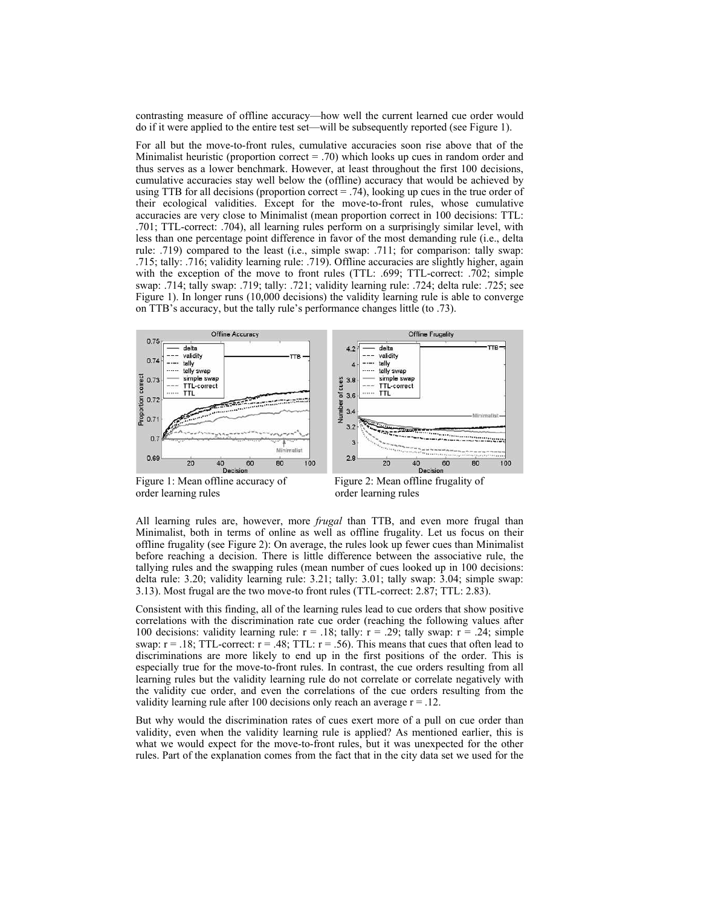contrasting measure of offline accuracy—how well the current learned cue order would do if it were applied to the entire test set—will be subsequently reported (see Figure 1).

For all but the move-to-front rules, cumulative accuracies soon rise above that of the Minimalist heuristic (proportion correct = .70) which looks up cues in random order and thus serves as a lower benchmark. However, at least throughout the first 100 decisions, cumulative accuracies stay well below the (offline) accuracy that would be achieved by using TTB for all decisions (proportion correct = .74), looking up cues in the true order of their ecological validities. Except for the move-to-front rules, whose cumulative accuracies are very close to Minimalist (mean proportion correct in 100 decisions: TTL: .701; TTL-correct: .704), all learning rules perform on a surprisingly similar level, with less than one percentage point difference in favor of the most demanding rule (i.e., delta rule: .719) compared to the least (i.e., simple swap: .711; for comparison: tally swap: .715; tally: .716; validity learning rule: .719). Offline accuracies are slightly higher, again with the exception of the move to front rules (TTL: .699; TTL-correct: .702; simple swap: .714; tally swap: .719; tally: .721; validity learning rule: .724; delta rule: .725; see Figure 1). In longer runs (10,000 decisions) the validity learning rule is able to converge on TTB's accuracy, but the tally rule's performance changes little (to .73).

Figure 1: Mean offline accuracy of order learning rules

Figure 2: Mean offline frugality of order learning rules

All learning rules are, however, more *frugal* than TTB, and even more frugal than Minimalist, both in terms of online as well as offline frugality. Let us focus on their offline frugality (see Figure 2): On average, the rules look up fewer cues than Minimalist before reaching a decision. There is little difference between the associative rule, the tallying rules and the swapping rules (mean number of cues looked up in 100 decisions: delta rule: 3.20; validity learning rule: 3.21; tally: 3.01; tally swap: 3.04; simple swap: 3.13). Most frugal are the two move-to front rules (TTL-correct: 2.87; TTL: 2.83).

Consistent with this finding, all of the learning rules lead to cue orders that show positive correlations with the discrimination rate cue order (reaching the following values after 100 decisions: validity learning rule: r = .18; tally: r = .29; tally swap: r = .24; simple swap: r = .18; TTL-correct: r = .48; TTL: r = .56). This means that cues that often lead to discriminations are more likely to end up in the first positions of the order. This is especially true for the move-to-front rules. In contrast, the cue orders resulting from all learning rules but the validity learning rule do not correlate or correlate negatively with the validity cue order, and even the correlations of the cue orders resulting from the validity learning rule after 100 decisions only reach an average r = .12.

But why would the discrimination rates of cues exert more of a pull on cue order than validity, even when the validity learning rule is applied? As mentioned earlier, this is what we would expect for the move-to-front rules, but it was unexpected for the other rules. Part of the explanation comes from the fact that in the city data set we used for the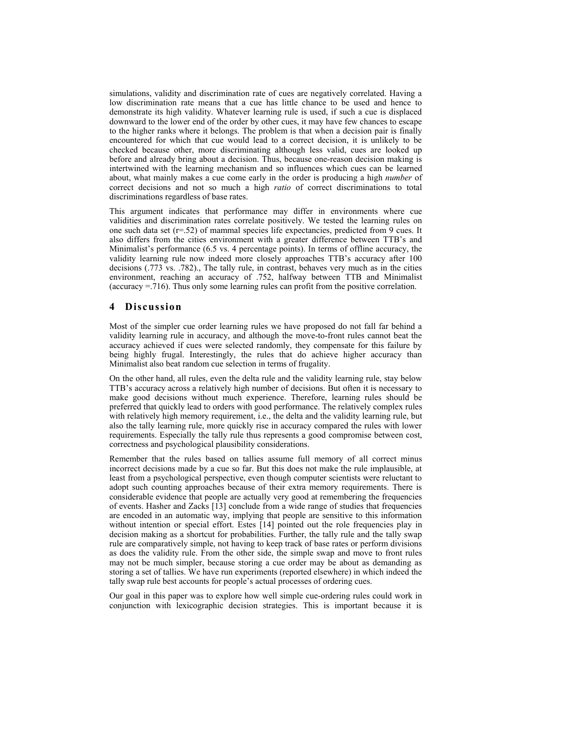simulations, validity and discrimination rate of cues are negatively correlated. Having a low discrimination rate means that a cue has little chance to be used and hence to demonstrate its high validity. Whatever learning rule is used, if such a cue is displaced downward to the lower end of the order by other cues, it may have few chances to escape to the higher ranks where it belongs. The problem is that when a decision pair is finally encountered for which that cue would lead to a correct decision, it is unlikely to be checked because other, more discriminating although less valid, cues are looked up before and already bring about a decision. Thus, because one-reason decision making is intertwined with the learning mechanism and so influences which cues can be learned about, what mainly makes a cue come early in the order is producing a high *number* of correct decisions and not so much a high *ratio* of correct discriminations to total discriminations regardless of base rates.

This argument indicates that performance may differ in environments where cue validities and discrimination rates correlate positively. We tested the learning rules on one such data set (r=.52) of mammal species life expectancies, predicted from 9 cues. It also differs from the cities environment with a greater difference between TTB's and Minimalist's performance (6.5 vs. 4 percentage points). In terms of offline accuracy, the validity learning rule now indeed more closely approaches TTB's accuracy after 100 decisions (.773 vs. .782)., The tally rule, in contrast, behaves very much as in the cities environment, reaching an accuracy of .752, halfway between TTB and Minimalist (accuracy =.716). Thus only some learning rules can profit from the positive correlation.

## 4 Discussion

Most of the simpler cue order learning rules we have proposed do not fall far behind a validity learning rule in accuracy, and although the move-to-front rules cannot beat the accuracy achieved if cues were selected randomly, they compensate for this failure by being highly frugal. Interestingly, the rules that do achieve higher accuracy than Minimalist also beat random cue selection in terms of frugality.

On the other hand, all rules, even the delta rule and the validity learning rule, stay below TTB's accuracy across a relatively high number of decisions. But often it is necessary to make good decisions without much experience. Therefore, learning rules should be preferred that quickly lead to orders with good performance. The relatively complex rules with relatively high memory requirement, i.e., the delta and the validity learning rule, but also the tally learning rule, more quickly rise in accuracy compared the rules with lower requirements. Especially the tally rule thus represents a good compromise between cost, correctness and psychological plausibility considerations.

Remember that the rules based on tallies assume full memory of all correct minus incorrect decisions made by a cue so far. But this does not make the rule implausible, at least from a psychological perspective, even though computer scientists were reluctant to adopt such counting approaches because of their extra memory requirements. There is considerable evidence that people are actually very good at remembering the frequencies of events. Hasher and Zacks [13] conclude from a wide range of studies that frequencies are encoded in an automatic way, implying that people are sensitive to this information without intention or special effort. Estes [14] pointed out the role frequencies play in decision making as a shortcut for probabilities. Further, the tally rule and the tally swap rule are comparatively simple, not having to keep track of base rates or perform divisions as does the validity rule. From the other side, the simple swap and move to front rules may not be much simpler, because storing a cue order may be about as demanding as storing a set of tallies. We have run experiments (reported elsewhere) in which indeed the tally swap rule best accounts for people's actual processes of ordering cues.

Our goal in this paper was to explore how well simple cue-ordering rules could work in conjunction with lexicographic decision strategies. This is important because it is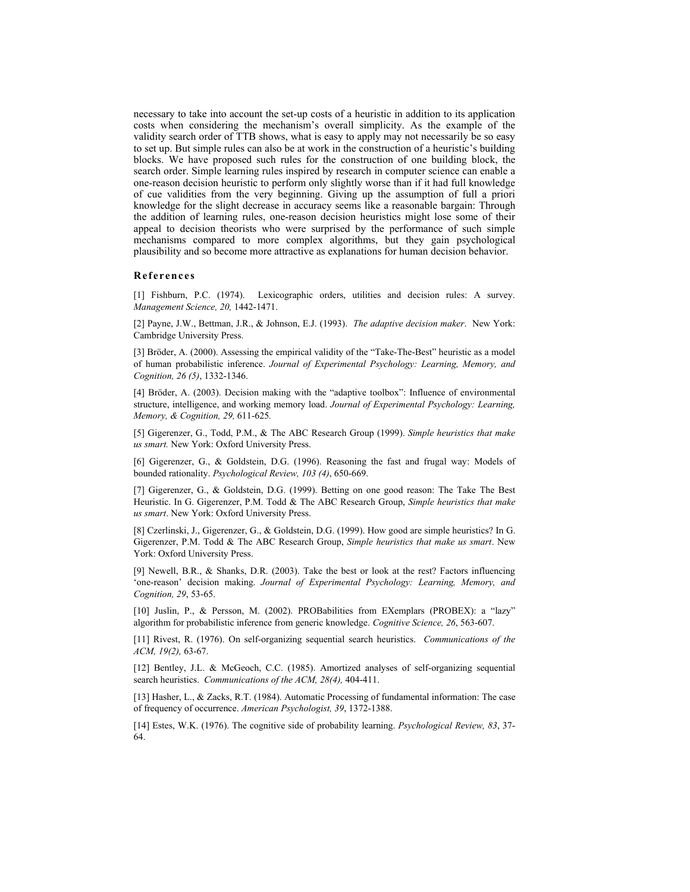necessary to take into account the set-up costs of a heuristic in addition to its application costs when considering the mechanism's overall simplicity. As the example of the validity search order of TTB shows, what is easy to apply may not necessarily be so easy to set up. But simple rules can also be at work in the construction of a heuristic's building blocks. We have proposed such rules for the construction of one building block, the search order. Simple learning rules inspired by research in computer science can enable a one-reason decision heuristic to perform only slightly worse than if it had full knowledge of cue validities from the very beginning. Giving up the assumption of full a priori knowledge for the slight decrease in accuracy seems like a reasonable bargain: Through the addition of learning rules, one-reason decision heuristics might lose some of their appeal to decision theorists who were surprised by the performance of such simple mechanisms compared to more complex algorithms, but they gain psychological plausibility and so become more attractive as explanations for human decision behavior.

## References

[1] Fishburn, P.C. (1974). Lexicographic orders, utilities and decision rules: A survey. *Management Science, 20,* 1442-1471.

[2] Payne, J.W., Bettman, J.R., & Johnson, E.J. (1993). *The adaptive decision maker*. New York: Cambridge University Press.

[3] Bröder, A. (2000). Assessing the empirical validity of the "Take-The-Best" heuristic as a model of human probabilistic inference. *Journal of Experimental Psychology: Learning, Memory, and Cognition, 26 (5)*, 1332-1346.

[4] Bröder, A. (2003). Decision making with the "adaptive toolbox": Influence of environmental structure, intelligence, and working memory load. *Journal of Experimental Psychology: Learning, Memory, & Cognition, 29,* 611-625*.*

[5] Gigerenzer, G., Todd, P.M., & The ABC Research Group (1999). *Simple heuristics that make us smart.* New York: Oxford University Press.

[6] Gigerenzer, G., & Goldstein, D.G. (1996). Reasoning the fast and frugal way: Models of bounded rationality. *Psychological Review, 103 (4)*, 650-669.

[7] Gigerenzer, G., & Goldstein, D.G. (1999). Betting on one good reason: The Take The Best Heuristic. In G. Gigerenzer, P.M. Todd & The ABC Research Group, *Simple heuristics that make us smart*. New York: Oxford University Press.

[8] Czerlinski, J., Gigerenzer, G., & Goldstein, D.G. (1999). How good are simple heuristics? In G. Gigerenzer, P.M. Todd & The ABC Research Group, *Simple heuristics that make us smart*. New York: Oxford University Press.

[9] Newell, B.R., & Shanks, D.R. (2003). Take the best or look at the rest? Factors influencing 'one-reason' decision making. *Journal of Experimental Psychology: Learning, Memory, and Cognition, 29*, 53-65.

[10] Juslin, P., & Persson, M. (2002). PROBabilities from EXemplars (PROBEX): a "lazy" algorithm for probabilistic inference from generic knowledge. *Cognitive Science, 26*, 563-607.

[11] Rivest, R. (1976). On self-organizing sequential search heuristics. *Communications of the ACM, 19(2),* 63-67.

[12] Bentley, J.L. & McGeoch, C.C. (1985). Amortized analyses of self-organizing sequential search heuristics. *Communications of the ACM, 28(4),* 404-411.

[13] Hasher, L., & Zacks, R.T. (1984). Automatic Processing of fundamental information: The case of frequency of occurrence. *American Psychologist, 39*, 1372-1388.

[14] Estes, W.K. (1976). The cognitive side of probability learning. *Psychological Review, 83*, 37-64.